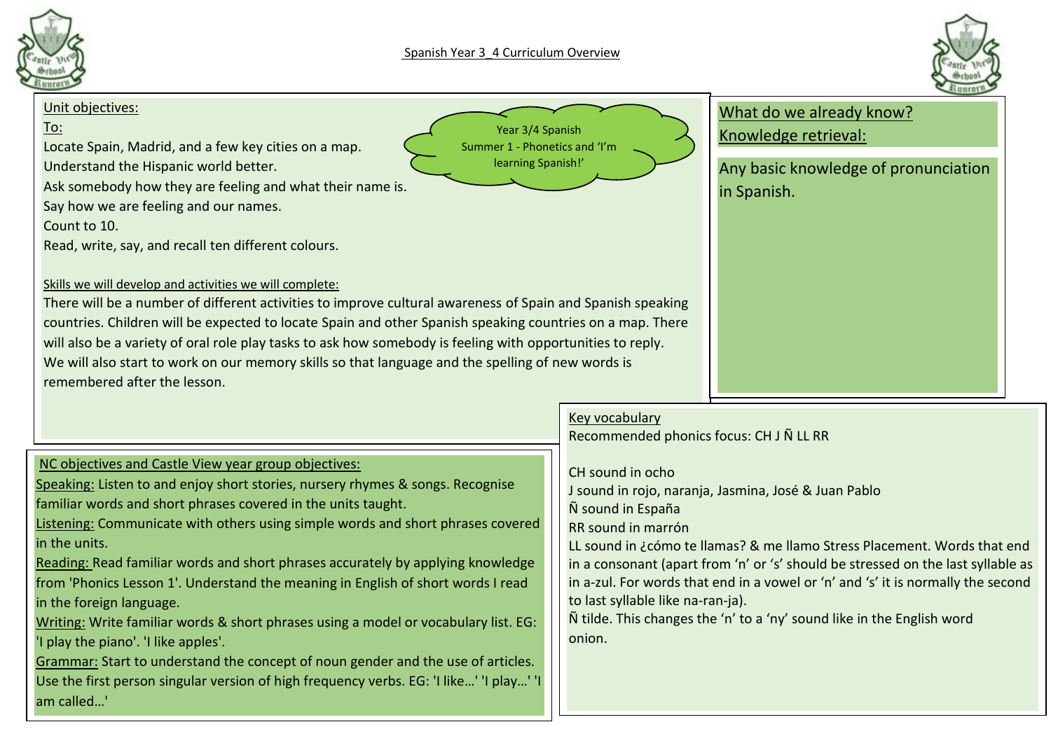# Spanish Year 3_4 Curriculum Overview

**Year 3/4 Spanish**
**Summer 1 - Phonetics and 'I'm learning Spanish!'**

## Unit objectives:

To:

Locate Spain, Madrid, and a few key cities on a map.
Understand the Hispanic world better.
Ask somebody how they are feeling and what their name is.
Say how we are feeling and our names.
Count to 10.
Read, write, say, and recall ten different colours.

### Skills we will develop and activities we will complete:

There will be a number of different activities to improve cultural awareness of Spain and Spanish speaking countries. Children will be expected to locate Spain and other Spanish speaking countries on a map. There will also be a variety of oral role play tasks to ask how somebody is feeling with opportunities to reply.
We will also start to work on our memory skills so that language and the spelling of new words is remembered after the lesson.

## What do we already know? Knowledge retrieval:

Any basic knowledge of pronunciation in Spanish.

## NC objectives and Castle View year group objectives:

Speaking: Listen to and enjoy short stories, nursery rhymes & songs. Recognise familiar words and short phrases covered in the units taught.
Listening: Communicate with others using simple words and short phrases covered in the units.
Reading: Read familiar words and short phrases accurately by applying knowledge from 'Phonics Lesson 1'. Understand the meaning in English of short words I read in the foreign language.
Writing: Write familiar words & short phrases using a model or vocabulary list. EG: 'I play the piano'. 'I like apples'.
Grammar: Start to understand the concept of noun gender and the use of articles. Use the first person singular version of high frequency verbs. EG: 'I like…' 'I play…' 'I am called…'

## Key vocabulary

Recommended phonics focus: CH J Ñ LL RR

CH sound in ocho
J sound in rojo, naranja, Jasmina, José & Juan Pablo
Ñ sound in España
RR sound in marrón
LL sound in ¿cómo te llamas? & me llamo Stress Placement. Words that end in a consonant (apart from 'n' or 's' should be stressed on the last syllable as in a-zul. For words that end in a vowel or 'n' and 's' it is normally the second to last syllable like na-ran-ja).
Ñ tilde. This changes the 'n' to a 'ny' sound like in the English word onion.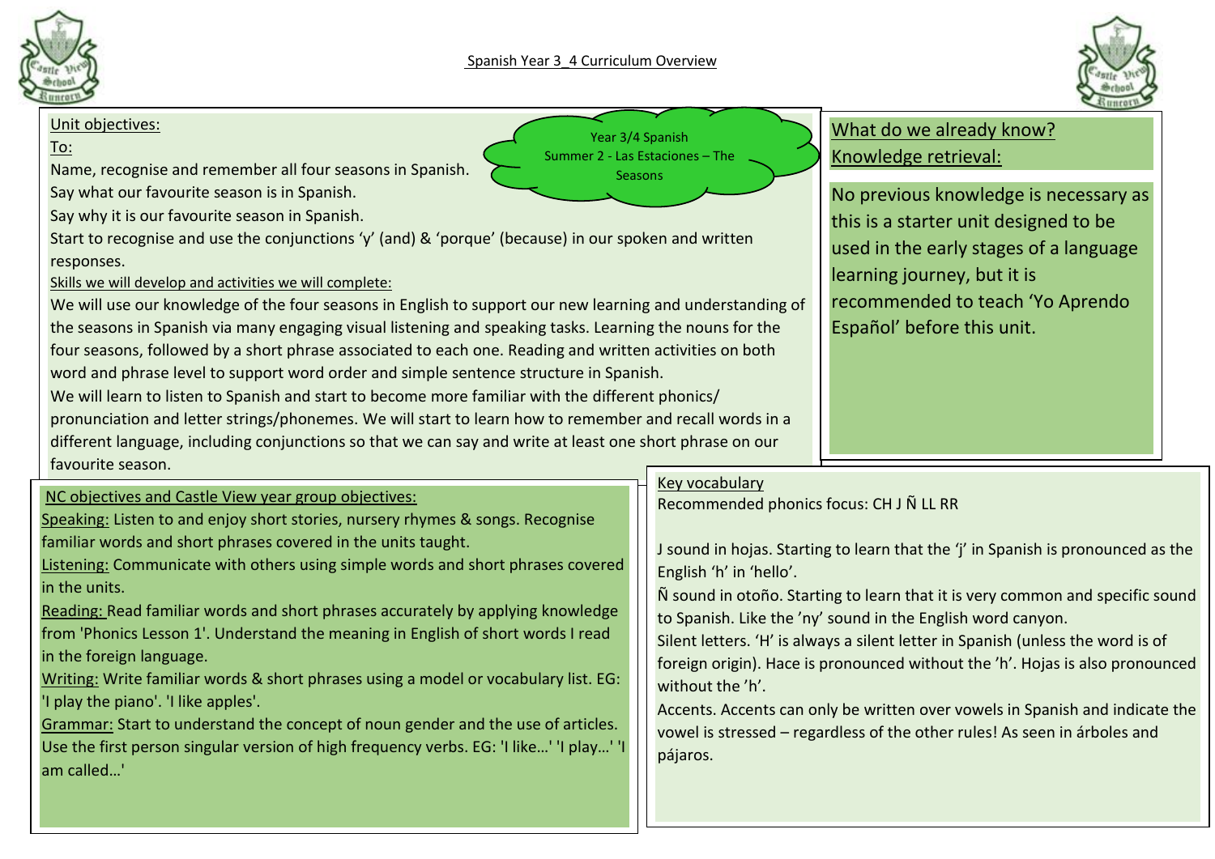# Spanish Year 3_4 Curriculum Overview

Year 3/4 Spanish
Summer 2 - Las Estaciones – The Seasons

## Unit objectives:

To:

Name, recognise and remember all four seasons in Spanish.

Say what our favourite season is in Spanish.

Say why it is our favourite season in Spanish.

Start to recognise and use the conjunctions 'y' (and) & 'porque' (because) in our spoken and written responses.

### Skills we will develop and activities we will complete:

We will use our knowledge of the four seasons in English to support our new learning and understanding of the seasons in Spanish via many engaging visual listening and speaking tasks. Learning the nouns for the four seasons, followed by a short phrase associated to each one. Reading and written activities on both word and phrase level to support word order and simple sentence structure in Spanish.

We will learn to listen to Spanish and start to become more familiar with the different phonics/ pronunciation and letter strings/phonemes. We will start to learn how to remember and recall words in a different language, including conjunctions so that we can say and write at least one short phrase on our favourite season.

## What do we already know? Knowledge retrieval:

No previous knowledge is necessary as this is a starter unit designed to be used in the early stages of a language learning journey, but it is recommended to teach 'Yo Aprendo Español' before this unit.

## NC objectives and Castle View year group objectives:

Speaking: Listen to and enjoy short stories, nursery rhymes & songs. Recognise familiar words and short phrases covered in the units taught.

Listening: Communicate with others using simple words and short phrases covered in the units.

Reading: Read familiar words and short phrases accurately by applying knowledge from 'Phonics Lesson 1'. Understand the meaning in English of short words I read in the foreign language.

Writing: Write familiar words & short phrases using a model or vocabulary list. EG: 'I play the piano'. 'I like apples'.

Grammar: Start to understand the concept of noun gender and the use of articles. Use the first person singular version of high frequency verbs. EG: 'I like…' 'I play…' 'I am called…'

## Key vocabulary

Recommended phonics focus: CH J Ñ LL RR

J sound in hojas. Starting to learn that the 'j' in Spanish is pronounced as the English 'h' in 'hello'.

Ñ sound in otoño. Starting to learn that it is very common and specific sound to Spanish. Like the 'ny' sound in the English word canyon.

Silent letters. 'H' is always a silent letter in Spanish (unless the word is of foreign origin). Hace is pronounced without the 'h'. Hojas is also pronounced without the 'h'.

Accents. Accents can only be written over vowels in Spanish and indicate the vowel is stressed – regardless of the other rules! As seen in árboles and pájaros.